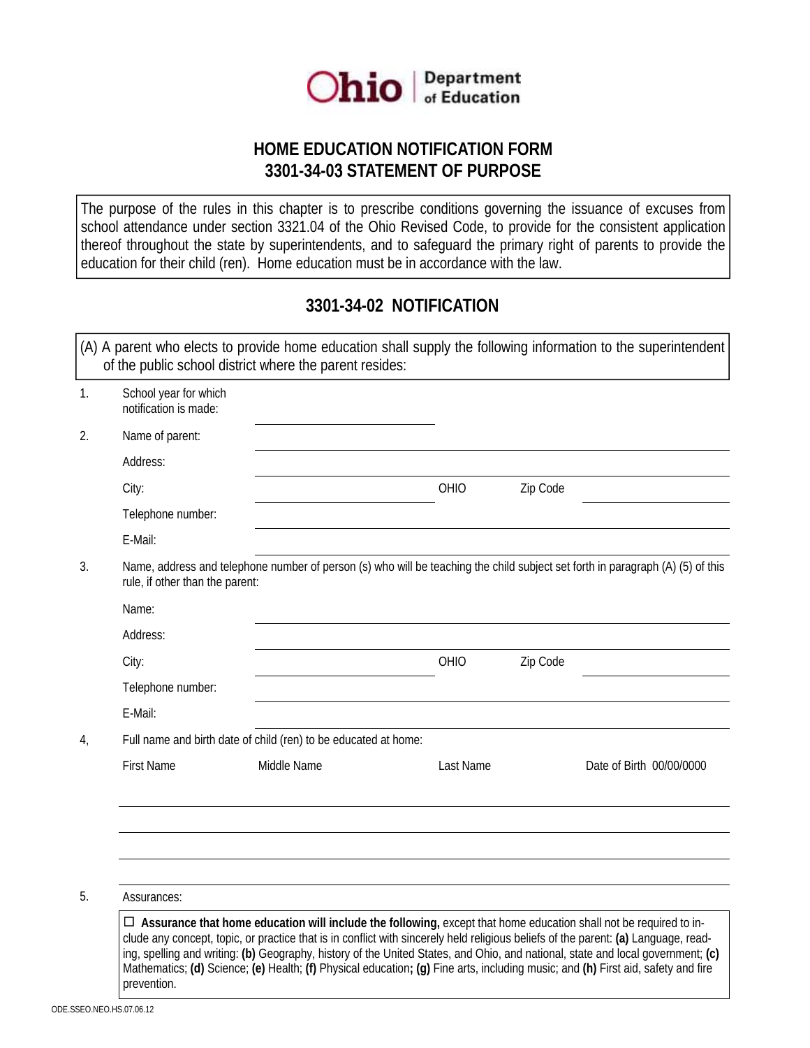Ohio | Department of Education

# HOME EDUCATION NOTIFICATION FORM
# 3301-34-03 STATEMENT OF PURPOSE

The purpose of the rules in this chapter is to prescribe conditions governing the issuance of excuses from school attendance under section 3321.04 of the Ohio Revised Code, to provide for the consistent application thereof throughout the state by superintendents, and to safeguard the primary right of parents to provide the education for their child (ren). Home education must be in accordance with the law.

## 3301-34-02 NOTIFICATION

(A) A parent who elects to provide home education shall supply the following information to the superintendent of the public school district where the parent resides:

1. School year for which notification is made: ______________________

2. Name of parent: ______________________

   Address: ______________________

   City: ______________________ OHIO Zip Code ______________________

   Telephone number: ______________________

   E-Mail: ______________________

3. Name, address and telephone number of person (s) who will be teaching the child subject set forth in paragraph (A) (5) of this rule, if other than the parent:

   Name: ______________________

   Address: ______________________

   City: ______________________ OHIO Zip Code ______________________

   Telephone number: ______________________

   E-Mail: ______________________

4, Full name and birth date of child (ren) to be educated at home:

| First Name | Middle Name | Last Name | Date of Birth 00/00/0000 |
|---|---|---|---|
| | | | |
| | | | |
| | | | |
| | | | |

5. Assurances:

☐ **Assurance that home education will include the following,** except that home education shall not be required to include any concept, topic, or practice that is in conflict with sincerely held religious beliefs of the parent: **(a)** Language, reading, spelling and writing: **(b)** Geography, history of the United States, and Ohio, and national, state and local government; **(c)** Mathematics; **(d)** Science; **(e)** Health; **(f)** Physical education**;** **(g)** Fine arts, including music; and **(h)** First aid, safety and fire prevention.

ODE.SSEO.NEO.HS.07.06.12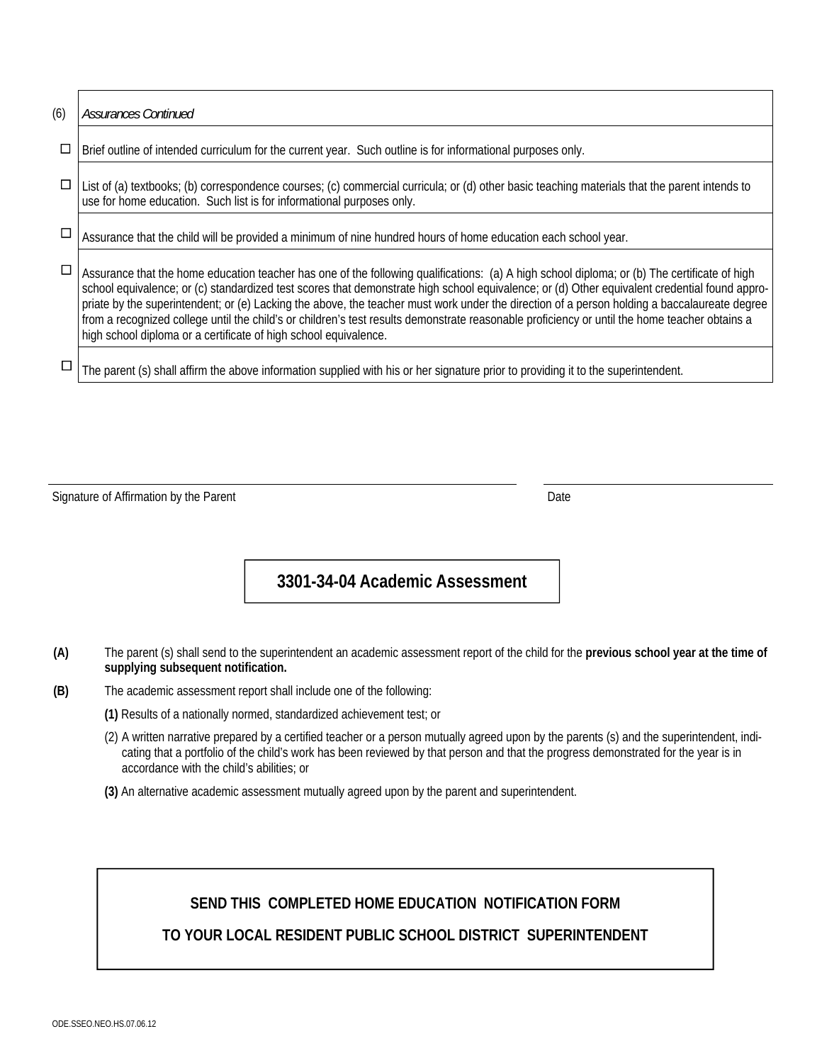| (6) | *Assurances Continued* |
|---|---|
| ☐ | Brief outline of intended curriculum for the current year. Such outline is for informational purposes only. |
| ☐ | List of (a) textbooks; (b) correspondence courses; (c) commercial curricula; or (d) other basic teaching materials that the parent intends to use for home education. Such list is for informational purposes only. |
| ☐ | Assurance that the child will be provided a minimum of nine hundred hours of home education each school year. |
| ☐ | Assurance that the home education teacher has one of the following qualifications: (a) A high school diploma; or (b) The certificate of high school equivalence; or (c) standardized test scores that demonstrate high school equivalence; or (d) Other equivalent credential found appropriate by the superintendent; or (e) Lacking the above, the teacher must work under the direction of a person holding a baccalaureate degree from a recognized college until the child's or children's test results demonstrate reasonable proficiency or until the home teacher obtains a high school diploma or a certificate of high school equivalence. |
| ☐ | The parent (s) shall affirm the above information supplied with his or her signature prior to providing it to the superintendent. |

Signature of Affirmation by the Parent ______________________ Date ______________

## 3301-34-04 Academic Assessment

**(A)** The parent (s) shall send to the superintendent an academic assessment report of the child for the **previous school year at the time of supplying subsequent notification.**

**(B)** The academic assessment report shall include one of the following:

**(1)** Results of a nationally normed, standardized achievement test; or

(2) A written narrative prepared by a certified teacher or a person mutually agreed upon by the parents (s) and the superintendent, indicating that a portfolio of the child's work has been reviewed by that person and that the progress demonstrated for the year is in accordance with the child's abilities; or

**(3)** An alternative academic assessment mutually agreed upon by the parent and superintendent.

**SEND THIS COMPLETED HOME EDUCATION NOTIFICATION FORM**

**TO YOUR LOCAL RESIDENT PUBLIC SCHOOL DISTRICT SUPERINTENDENT**

ODE.SSEO.NEO.HS.07.06.12